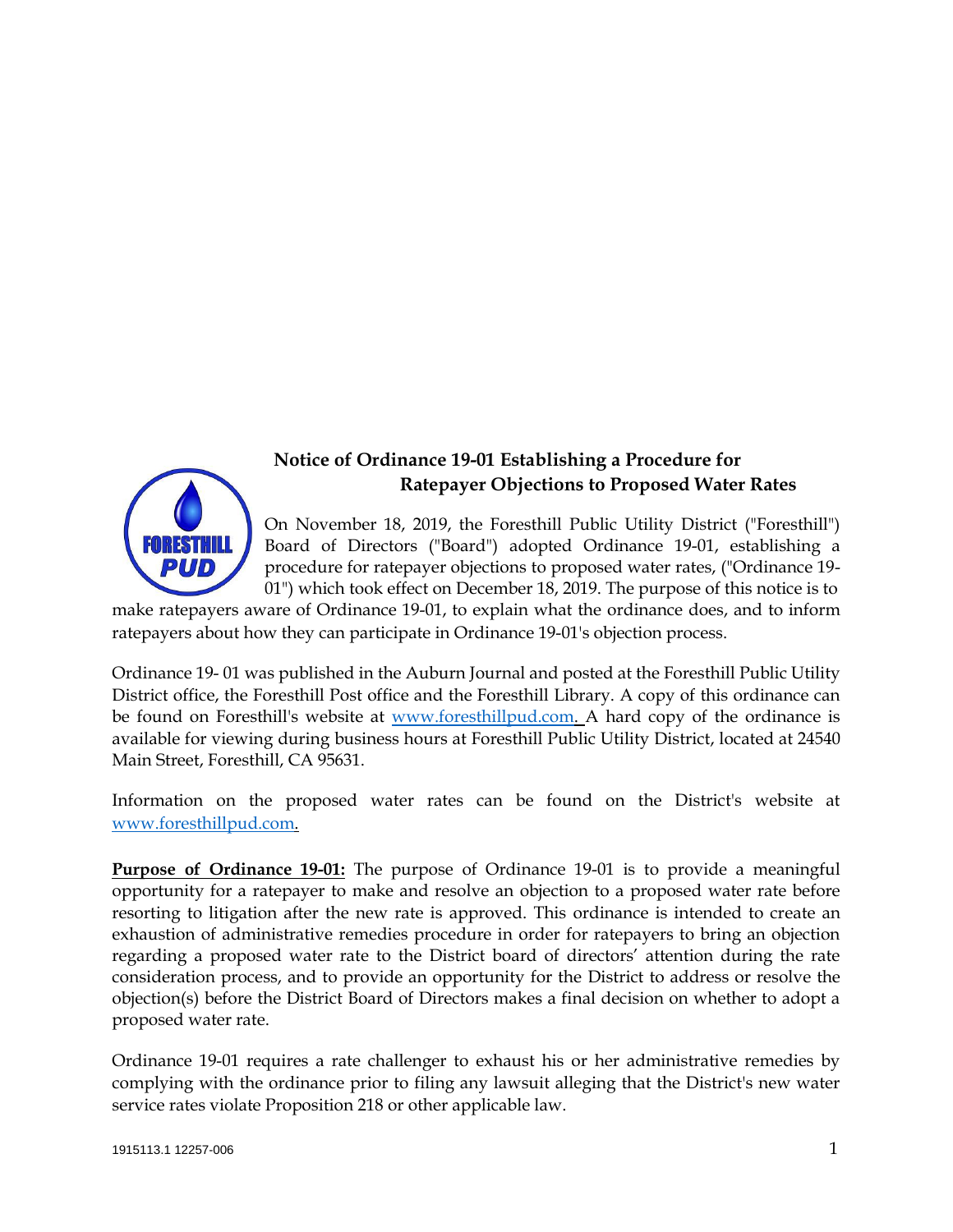## Notice of Ordinance 19-01 Establishing a Procedure for Ratepayer Objections to Proposed Water Rates

On November 18, 2019, the Foresthill Public Utility District ("Foresthill") Board of Directors ("Board") adopted Ordinance 19-01, establishing a procedure for ratepayer objections to proposed water rates, ("Ordinance 19-01") which took effect on December 18, 2019. The purpose of this notice is to make ratepayers aware of Ordinance 19-01, to explain what the ordinance does, and to inform ratepayers about how they can participate in Ordinance 19-01's objection process.

Ordinance 19- 01 was published in the Auburn Journal and posted at the Foresthill Public Utility District office, the Foresthill Post office and the Foresthill Library. A copy of this ordinance can be found on Foresthill's website at www.foresthillpud.com. A hard copy of the ordinance is available for viewing during business hours at Foresthill Public Utility District, located at 24540 Main Street, Foresthill, CA 95631.

Information on the proposed water rates can be found on the District's website at www.foresthillpud.com.

**Purpose of Ordinance 19-01:** The purpose of Ordinance 19-01 is to provide a meaningful opportunity for a ratepayer to make and resolve an objection to a proposed water rate before resorting to litigation after the new rate is approved. This ordinance is intended to create an exhaustion of administrative remedies procedure in order for ratepayers to bring an objection regarding a proposed water rate to the District board of directors' attention during the rate consideration process, and to provide an opportunity for the District to address or resolve the objection(s) before the District Board of Directors makes a final decision on whether to adopt a proposed water rate.

Ordinance 19-01 requires a rate challenger to exhaust his or her administrative remedies by complying with the ordinance prior to filing any lawsuit alleging that the District's new water service rates violate Proposition 218 or other applicable law.

1915113.1 12257-006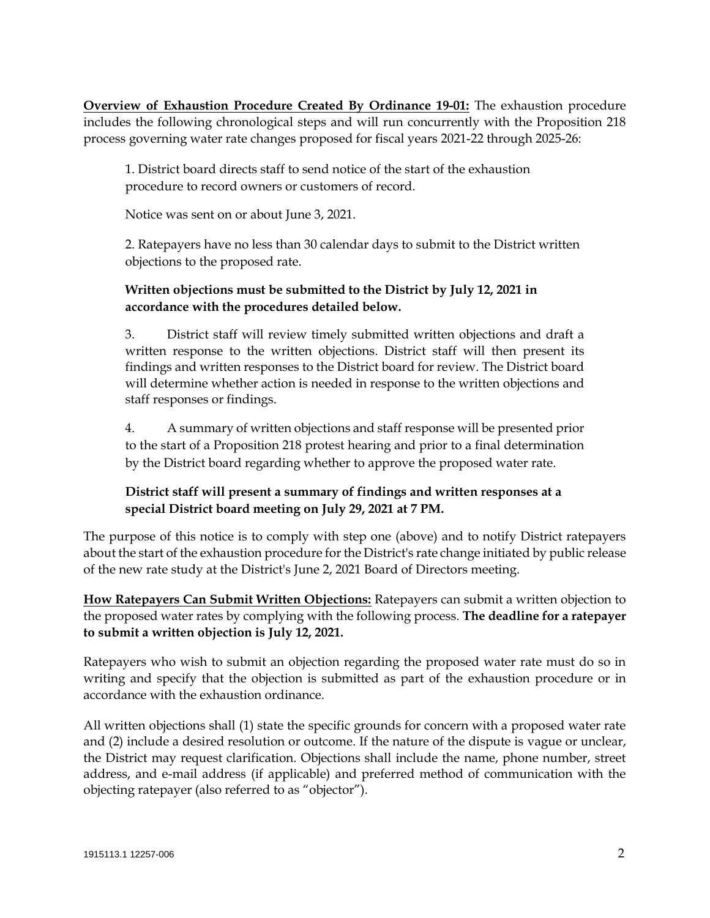**<u>Overview of Exhaustion Procedure Created By Ordinance 19-01:</u>** The exhaustion procedure includes the following chronological steps and will run concurrently with the Proposition 218 process governing water rate changes proposed for fiscal years 2021-22 through 2025-26:

1. District board directs staff to send notice of the start of the exhaustion procedure to record owners or customers of record.

   Notice was sent on or about June 3, 2021.

2. Ratepayers have no less than 30 calendar days to submit to the District written objections to the proposed rate.

   **Written objections must be submitted to the District by July 12, 2021 in accordance with the procedures detailed below.**

3. District staff will review timely submitted written objections and draft a written response to the written objections. District staff will then present its findings and written responses to the District board for review. The District board will determine whether action is needed in response to the written objections and staff responses or findings.

4. A summary of written objections and staff response will be presented prior to the start of a Proposition 218 protest hearing and prior to a final determination by the District board regarding whether to approve the proposed water rate.

   **District staff will present a summary of findings and written responses at a special District board meeting on July 29, 2021 at 7 PM.**

The purpose of this notice is to comply with step one (above) and to notify District ratepayers about the start of the exhaustion procedure for the District's rate change initiated by public release of the new rate study at the District's June 2, 2021 Board of Directors meeting.

**<u>How Ratepayers Can Submit Written Objections:</u>** Ratepayers can submit a written objection to the proposed water rates by complying with the following process. **The deadline for a ratepayer to submit a written objection is July 12, 2021.**

Ratepayers who wish to submit an objection regarding the proposed water rate must do so in writing and specify that the objection is submitted as part of the exhaustion procedure or in accordance with the exhaustion ordinance.

All written objections shall (1) state the specific grounds for concern with a proposed water rate and (2) include a desired resolution or outcome. If the nature of the dispute is vague or unclear, the District may request clarification. Objections shall include the name, phone number, street address, and e-mail address (if applicable) and preferred method of communication with the objecting ratepayer (also referred to as "objector").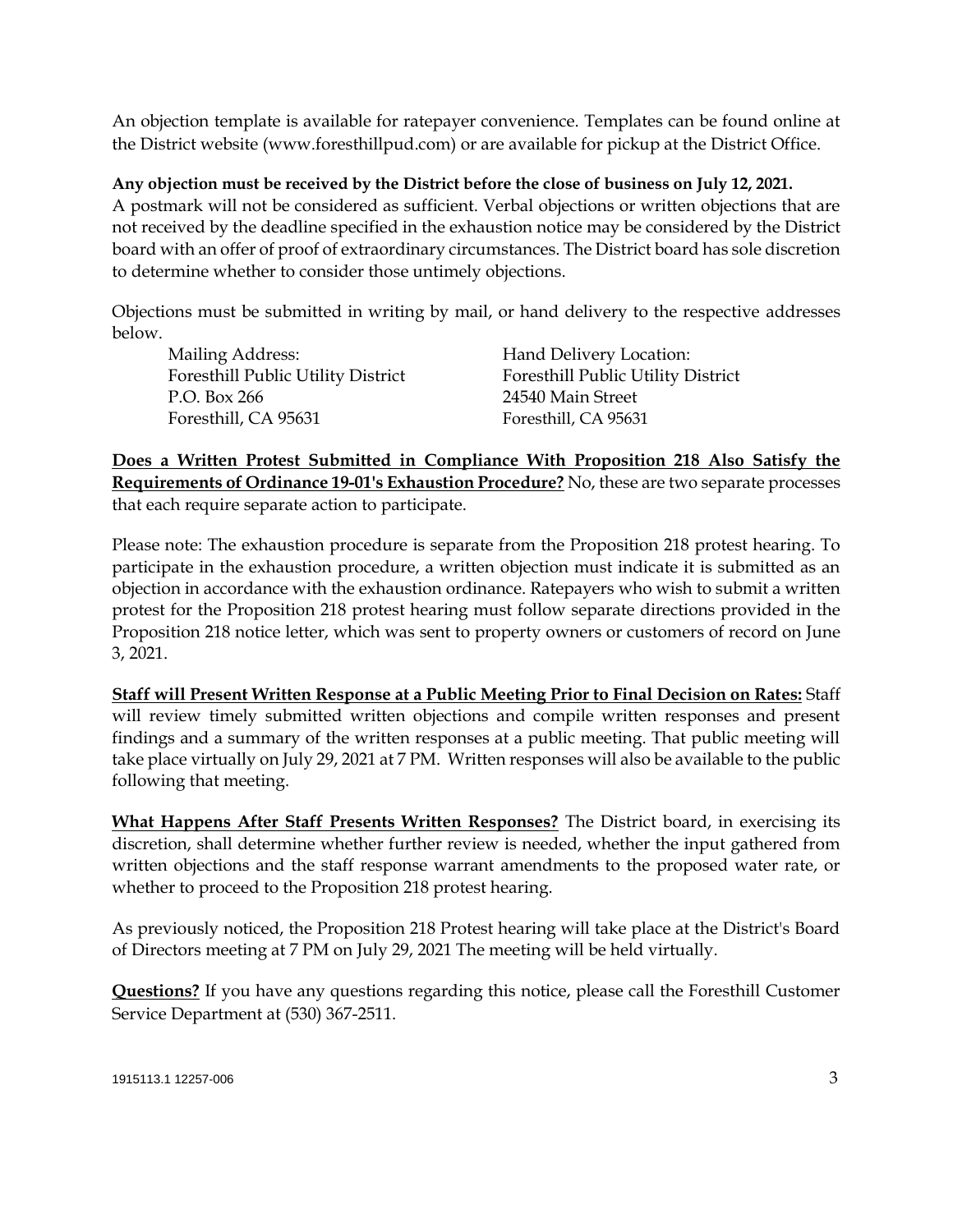An objection template is available for ratepayer convenience. Templates can be found online at the District website (www.foresthillpud.com) or are available for pickup at the District Office.

**Any objection must be received by the District before the close of business on July 12, 2021.** A postmark will not be considered as sufficient. Verbal objections or written objections that are not received by the deadline specified in the exhaustion notice may be considered by the District board with an offer of proof of extraordinary circumstances. The District board has sole discretion to determine whether to consider those untimely objections.

Objections must be submitted in writing by mail, or hand delivery to the respective addresses below.

| Mailing Address: | Hand Delivery Location: |
|---|---|
| Foresthill Public Utility District | Foresthill Public Utility District |
| P.O. Box 266 | 24540 Main Street |
| Foresthill, CA 95631 | Foresthill, CA 95631 |

**Does a Written Protest Submitted in Compliance With Proposition 218 Also Satisfy the Requirements of Ordinance 19-01's Exhaustion Procedure?** No, these are two separate processes that each require separate action to participate.

Please note: The exhaustion procedure is separate from the Proposition 218 protest hearing. To participate in the exhaustion procedure, a written objection must indicate it is submitted as an objection in accordance with the exhaustion ordinance. Ratepayers who wish to submit a written protest for the Proposition 218 protest hearing must follow separate directions provided in the Proposition 218 notice letter, which was sent to property owners or customers of record on June 3, 2021.

**Staff will Present Written Response at a Public Meeting Prior to Final Decision on Rates:** Staff will review timely submitted written objections and compile written responses and present findings and a summary of the written responses at a public meeting. That public meeting will take place virtually on July 29, 2021 at 7 PM. Written responses will also be available to the public following that meeting.

**What Happens After Staff Presents Written Responses?** The District board, in exercising its discretion, shall determine whether further review is needed, whether the input gathered from written objections and the staff response warrant amendments to the proposed water rate, or whether to proceed to the Proposition 218 protest hearing.

As previously noticed, the Proposition 218 Protest hearing will take place at the District's Board of Directors meeting at 7 PM on July 29, 2021 The meeting will be held virtually.

**Questions?** If you have any questions regarding this notice, please call the Foresthill Customer Service Department at (530) 367-2511.

1915113.1 12257-006